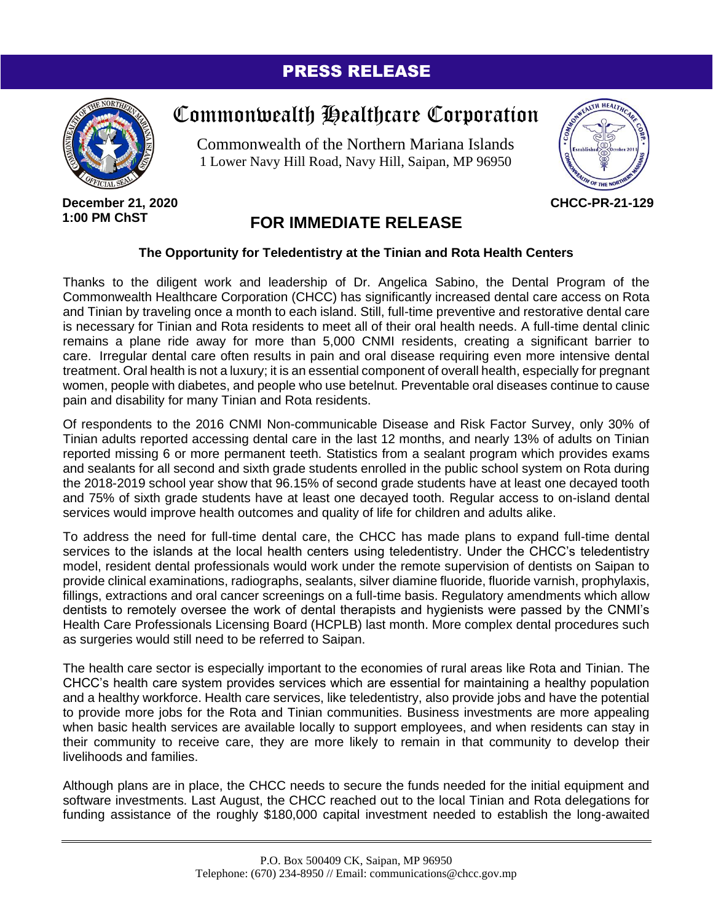# PRESS RELEASE

## Commonwealth Healthcare Corporation

Commonwealth of the Northern Mariana Islands
1 Lower Navy Hill Road, Navy Hill, Saipan, MP 96950

**December 21, 2020**
**1:00 PM ChST**

**CHCC-PR-21-129**

## FOR IMMEDIATE RELEASE

### The Opportunity for Teledentistry at the Tinian and Rota Health Centers

Thanks to the diligent work and leadership of Dr. Angelica Sabino, the Dental Program of the Commonwealth Healthcare Corporation (CHCC) has significantly increased dental care access on Rota and Tinian by traveling once a month to each island. Still, full-time preventive and restorative dental care is necessary for Tinian and Rota residents to meet all of their oral health needs. A full-time dental clinic remains a plane ride away for more than 5,000 CNMI residents, creating a significant barrier to care. Irregular dental care often results in pain and oral disease requiring even more intensive dental treatment. Oral health is not a luxury; it is an essential component of overall health, especially for pregnant women, people with diabetes, and people who use betelnut. Preventable oral diseases continue to cause pain and disability for many Tinian and Rota residents.

Of respondents to the 2016 CNMI Non-communicable Disease and Risk Factor Survey, only 30% of Tinian adults reported accessing dental care in the last 12 months, and nearly 13% of adults on Tinian reported missing 6 or more permanent teeth. Statistics from a sealant program which provides exams and sealants for all second and sixth grade students enrolled in the public school system on Rota during the 2018-2019 school year show that 96.15% of second grade students have at least one decayed tooth and 75% of sixth grade students have at least one decayed tooth. Regular access to on-island dental services would improve health outcomes and quality of life for children and adults alike.

To address the need for full-time dental care, the CHCC has made plans to expand full-time dental services to the islands at the local health centers using teledentistry. Under the CHCC's teledentistry model, resident dental professionals would work under the remote supervision of dentists on Saipan to provide clinical examinations, radiographs, sealants, silver diamine fluoride, fluoride varnish, prophylaxis, fillings, extractions and oral cancer screenings on a full-time basis. Regulatory amendments which allow dentists to remotely oversee the work of dental therapists and hygienists were passed by the CNMI's Health Care Professionals Licensing Board (HCPLB) last month. More complex dental procedures such as surgeries would still need to be referred to Saipan.

The health care sector is especially important to the economies of rural areas like Rota and Tinian. The CHCC's health care system provides services which are essential for maintaining a healthy population and a healthy workforce. Health care services, like teledentistry, also provide jobs and have the potential to provide more jobs for the Rota and Tinian communities. Business investments are more appealing when basic health services are available locally to support employees, and when residents can stay in their community to receive care, they are more likely to remain in that community to develop their livelihoods and families.

Although plans are in place, the CHCC needs to secure the funds needed for the initial equipment and software investments. Last August, the CHCC reached out to the local Tinian and Rota delegations for funding assistance of the roughly $180,000 capital investment needed to establish the long-awaited

P.O. Box 500409 CK, Saipan, MP 96950
Telephone: (670) 234-8950 // Email: communications@chcc.gov.mp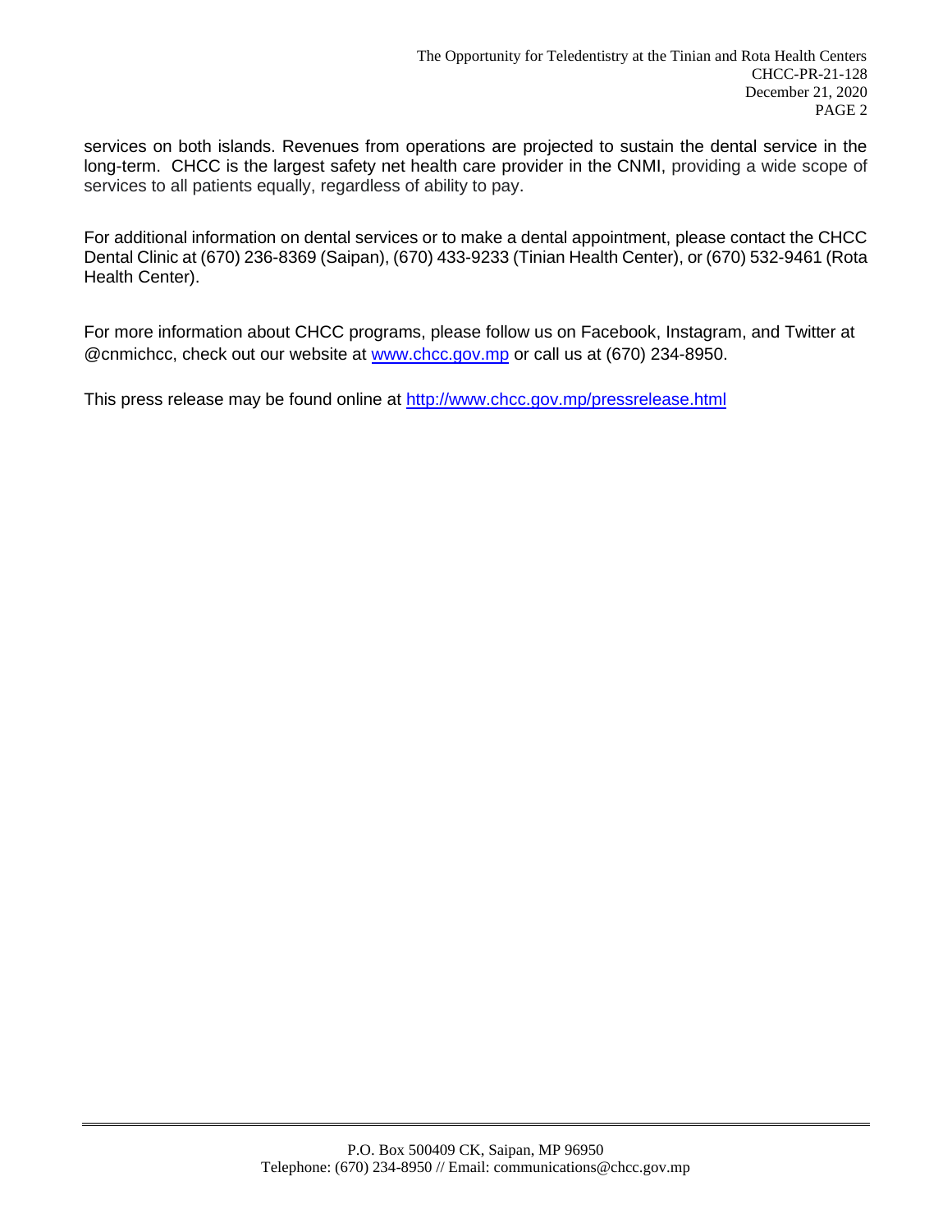services on both islands. Revenues from operations are projected to sustain the dental service in the long-term. CHCC is the largest safety net health care provider in the CNMI, providing a wide scope of services to all patients equally, regardless of ability to pay.

For additional information on dental services or to make a dental appointment, please contact the CHCC Dental Clinic at (670) 236-8369 (Saipan), (670) 433-9233 (Tinian Health Center), or (670) 532-9461 (Rota Health Center).

For more information about CHCC programs, please follow us on Facebook, Instagram, and Twitter at @cnmichcc, check out our website at www.chcc.gov.mp or call us at (670) 234-8950.

This press release may be found online at http://www.chcc.gov.mp/pressrelease.html